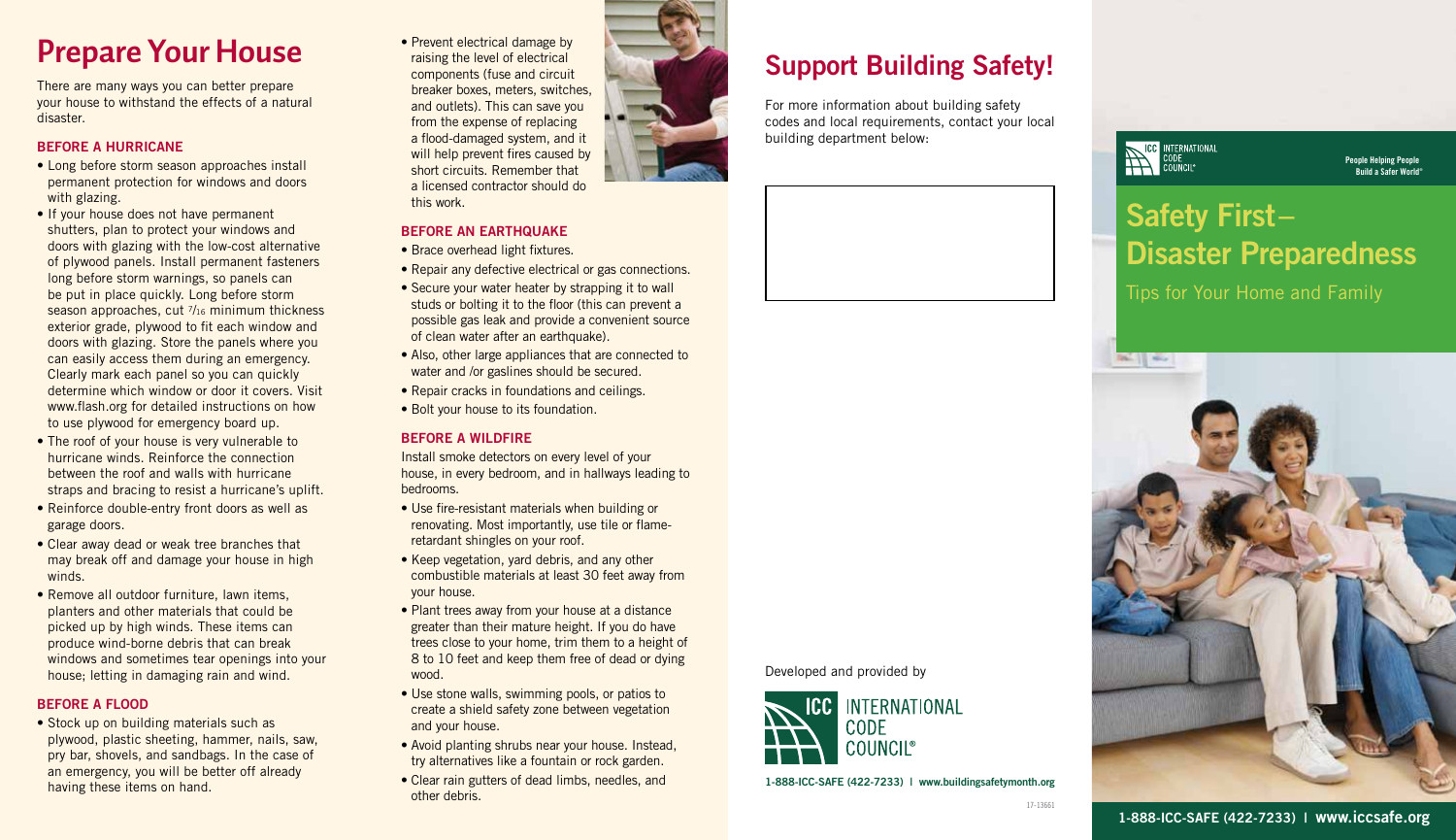# Prepare Your House

There are many ways you can better prepare your house to withstand the effects of a natural disaster.

### BEFORE A HURRICANE

- Long before storm season approaches install permanent protection for windows and doors with glazing.
- If your house does not have permanent shutters, plan to protect your windows and doors with glazing with the low-cost alternative of plywood panels. Install permanent fasteners long before storm warnings, so panels can be put in place quickly. Long before storm season approaches, cut $^{7}/_{16}$ minimum thickness exterior grade, plywood to fit each window and doors with glazing. Store the panels where you can easily access them during an emergency. Clearly mark each panel so you can quickly determine which window or door it covers. Visit www.flash.org for detailed instructions on how to use plywood for emergency board up.
- The roof of your house is very vulnerable to hurricane winds. Reinforce the connection between the roof and walls with hurricane straps and bracing to resist a hurricane's uplift.
- Reinforce double-entry front doors as well as garage doors.
- Clear away dead or weak tree branches that may break off and damage your house in high winds.
- Remove all outdoor furniture, lawn items, planters and other materials that could be picked up by high winds. These items can produce wind-borne debris that can break windows and sometimes tear openings into your house; letting in damaging rain and wind.

### BEFORE A FLOOD

- Stock up on building materials such as plywood, plastic sheeting, hammer, nails, saw, pry bar, shovels, and sandbags. In the case of an emergency, you will be better off already having these items on hand.
- Prevent electrical damage by raising the level of electrical components (fuse and circuit breaker boxes, meters, switches, and outlets). This can save you from the expense of replacing a flood-damaged system, and it will help prevent fires caused by short circuits. Remember that a licensed contractor should do this work.

### BEFORE AN EARTHQUAKE

- Brace overhead light fixtures.
- Repair any defective electrical or gas connections.
- Secure your water heater by strapping it to wall studs or bolting it to the floor (this can prevent a possible gas leak and provide a convenient source of clean water after an earthquake).
- Also, other large appliances that are connected to water and /or gaslines should be secured.
- Repair cracks in foundations and ceilings.
- Bolt your house to its foundation.

### BEFORE A WILDFIRE

Install smoke detectors on every level of your house, in every bedroom, and in hallways leading to bedrooms.

- Use fire-resistant materials when building or renovating. Most importantly, use tile or flame-retardant shingles on your roof.
- Keep vegetation, yard debris, and any other combustible materials at least 30 feet away from your house.
- Plant trees away from your house at a distance greater than their mature height. If you do have trees close to your home, trim them to a height of 8 to 10 feet and keep them free of dead or dying wood.
- Use stone walls, swimming pools, or patios to create a shield safety zone between vegetation and your house.
- Avoid planting shrubs near your house. Instead, try alternatives like a fountain or rock garden.
- Clear rain gutters of dead limbs, needles, and other debris.

# Support Building Safety!

For more information about building safety codes and local requirements, contact your local building department below:

Developed and provided by

ICC INTERNATIONAL CODE COUNCIL®

**1-888-ICC-SAFE (422-7233) | www.buildingsafetymonth.org**

17-13661

ICC INTERNATIONAL CODE COUNCIL®

People Helping People Build a Safer World®

# Safety First– Disaster Preparedness

Tips for Your Home and Family

**1-888-ICC-SAFE (422-7233) | www.iccsafe.org**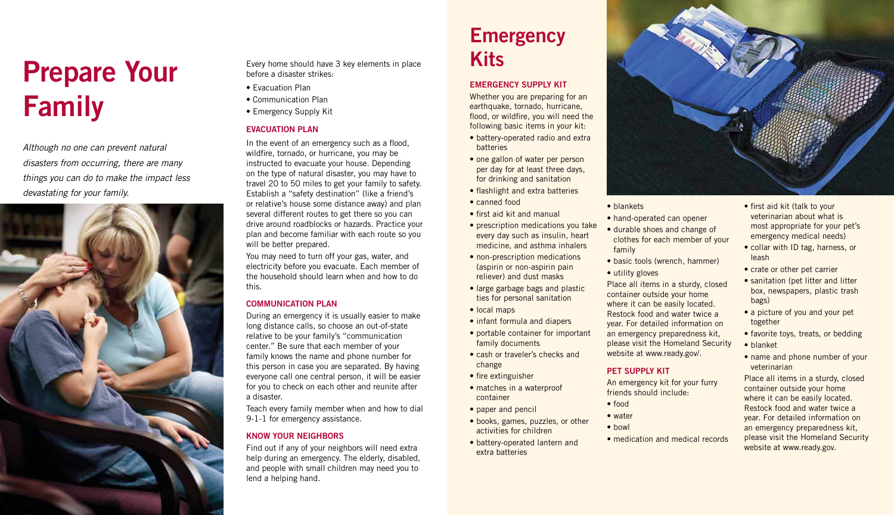# Prepare Your Family

*Although no one can prevent natural disasters from occurring, there are many things you can do to make the impact less devastating for your family.*

Every home should have 3 key elements in place before a disaster strikes:

- Evacuation Plan
- Communication Plan
- Emergency Supply Kit

### EVACUATION PLAN

In the event of an emergency such as a flood, wildfire, tornado, or hurricane, you may be instructed to evacuate your house. Depending on the type of natural disaster, you may have to travel 20 to 50 miles to get your family to safety. Establish a "safety destination" (like a friend's or relative's house some distance away) and plan several different routes to get there so you can drive around roadblocks or hazards. Practice your plan and become familiar with each route so you will be better prepared.

You may need to turn off your gas, water, and electricity before you evacuate. Each member of the household should learn when and how to do this.

### COMMUNICATION PLAN

During an emergency it is usually easier to make long distance calls, so choose an out-of-state relative to be your family's "communication center." Be sure that each member of your family knows the name and phone number for this person in case you are separated. By having everyone call one central person, it will be easier for you to check on each other and reunite after a disaster.

Teach every family member when and how to dial 9-1-1 for emergency assistance.

### KNOW YOUR NEIGHBORS

Find out if any of your neighbors will need extra help during an emergency. The elderly, disabled, and people with small children may need you to lend a helping hand.

# Emergency Kits

### EMERGENCY SUPPLY KIT

Whether you are preparing for an earthquake, tornado, hurricane, flood, or wildfire, you will need the following basic items in your kit:

- battery-operated radio and extra batteries
- one gallon of water per person per day for at least three days, for drinking and sanitation
- flashlight and extra batteries
- canned food
- first aid kit and manual
- prescription medications you take every day such as insulin, heart medicine, and asthma inhalers
- non-prescription medications (aspirin or non-aspirin pain reliever) and dust masks
- large garbage bags and plastic ties for personal sanitation
- local maps
- infant formula and diapers
- portable container for important family documents
- cash or traveler's checks and change
- fire extinguisher
- matches in a waterproof container
- paper and pencil
- books, games, puzzles, or other activities for children
- battery-operated lantern and extra batteries
- blankets
- hand-operated can opener
- durable shoes and change of clothes for each member of your family
- basic tools (wrench, hammer)
- utility gloves

Place all items in a sturdy, closed container outside your home where it can be easily located. Restock food and water twice a year. For detailed information on an emergency preparedness kit, please visit the Homeland Security website at www.ready.gov/.

### PET SUPPLY KIT

An emergency kit for your furry friends should include:

- food
- water
- bowl
- medication and medical records
- first aid kit (talk to your veterinarian about what is most appropriate for your pet's emergency medical needs)
- collar with ID tag, harness, or leash
- crate or other pet carrier
- sanitation (pet litter and litter box, newspapers, plastic trash bags)
- a picture of you and your pet together
- favorite toys, treats, or bedding
- blanket
- name and phone number of your veterinarian

Place all items in a sturdy, closed container outside your home where it can be easily located. Restock food and water twice a year. For detailed information on an emergency preparedness kit, please visit the Homeland Security website at www.ready.gov.